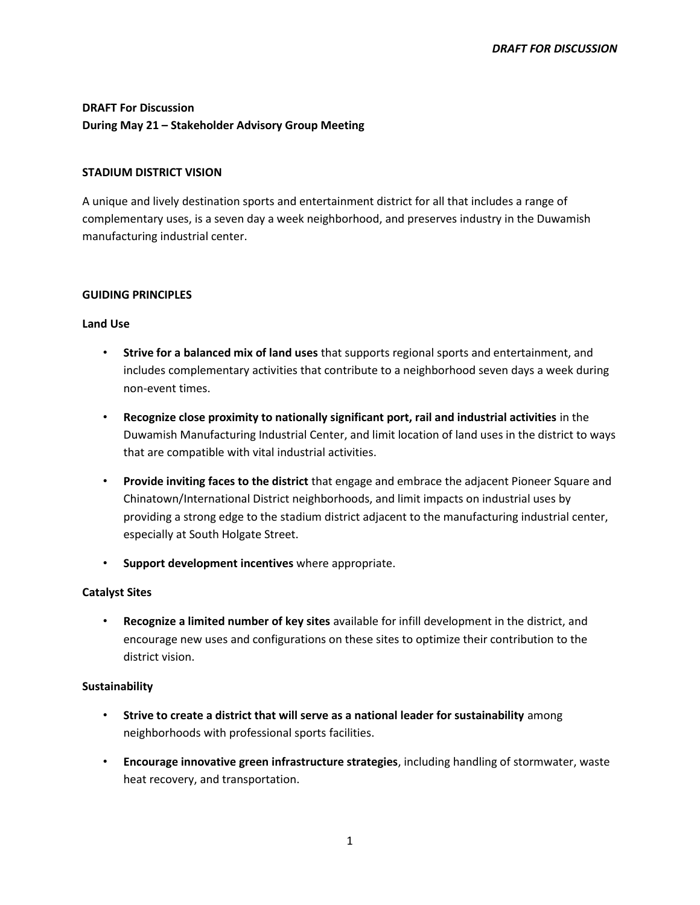**DRAFT For Discussion**
**During May 21 – Stakeholder Advisory Group Meeting**

## STADIUM DISTRICT VISION

A unique and lively destination sports and entertainment district for all that includes a range of complementary uses, is a seven day a week neighborhood, and preserves industry in the Duwamish manufacturing industrial center.

## GUIDING PRINCIPLES

### Land Use

- **Strive for a balanced mix of land uses** that supports regional sports and entertainment, and includes complementary activities that contribute to a neighborhood seven days a week during non-event times.
- **Recognize close proximity to nationally significant port, rail and industrial activities** in the Duwamish Manufacturing Industrial Center, and limit location of land uses in the district to ways that are compatible with vital industrial activities.
- **Provide inviting faces to the district** that engage and embrace the adjacent Pioneer Square and Chinatown/International District neighborhoods, and limit impacts on industrial uses by providing a strong edge to the stadium district adjacent to the manufacturing industrial center, especially at South Holgate Street.
- **Support development incentives** where appropriate.

### Catalyst Sites

- **Recognize a limited number of key sites** available for infill development in the district, and encourage new uses and configurations on these sites to optimize their contribution to the district vision.

### Sustainability

- **Strive to create a district that will serve as a national leader for sustainability** among neighborhoods with professional sports facilities.
- **Encourage innovative green infrastructure strategies**, including handling of stormwater, waste heat recovery, and transportation.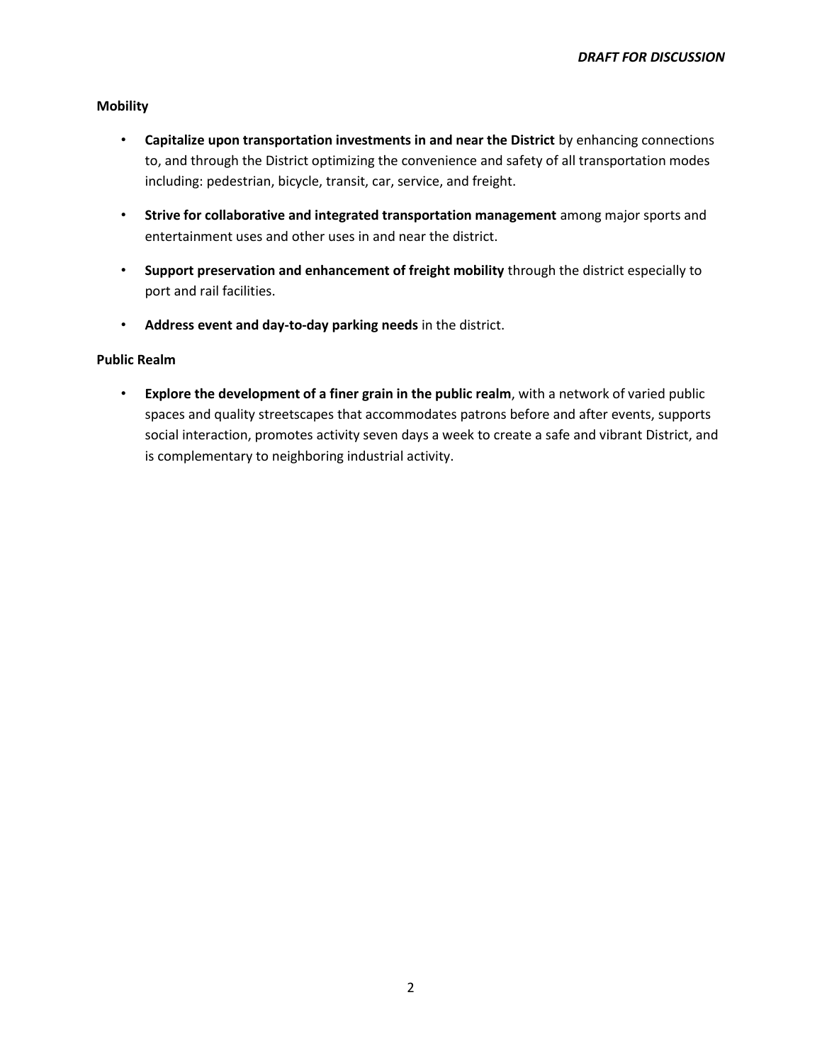**Mobility**

- **Capitalize upon transportation investments in and near the District** by enhancing connections to, and through the District optimizing the convenience and safety of all transportation modes including: pedestrian, bicycle, transit, car, service, and freight.
- **Strive for collaborative and integrated transportation management** among major sports and entertainment uses and other uses in and near the district.
- **Support preservation and enhancement of freight mobility** through the district especially to port and rail facilities.
- **Address event and day-to-day parking needs** in the district.

**Public Realm**

- **Explore the development of a finer grain in the public realm**, with a network of varied public spaces and quality streetscapes that accommodates patrons before and after events, supports social interaction, promotes activity seven days a week to create a safe and vibrant District, and is complementary to neighboring industrial activity.